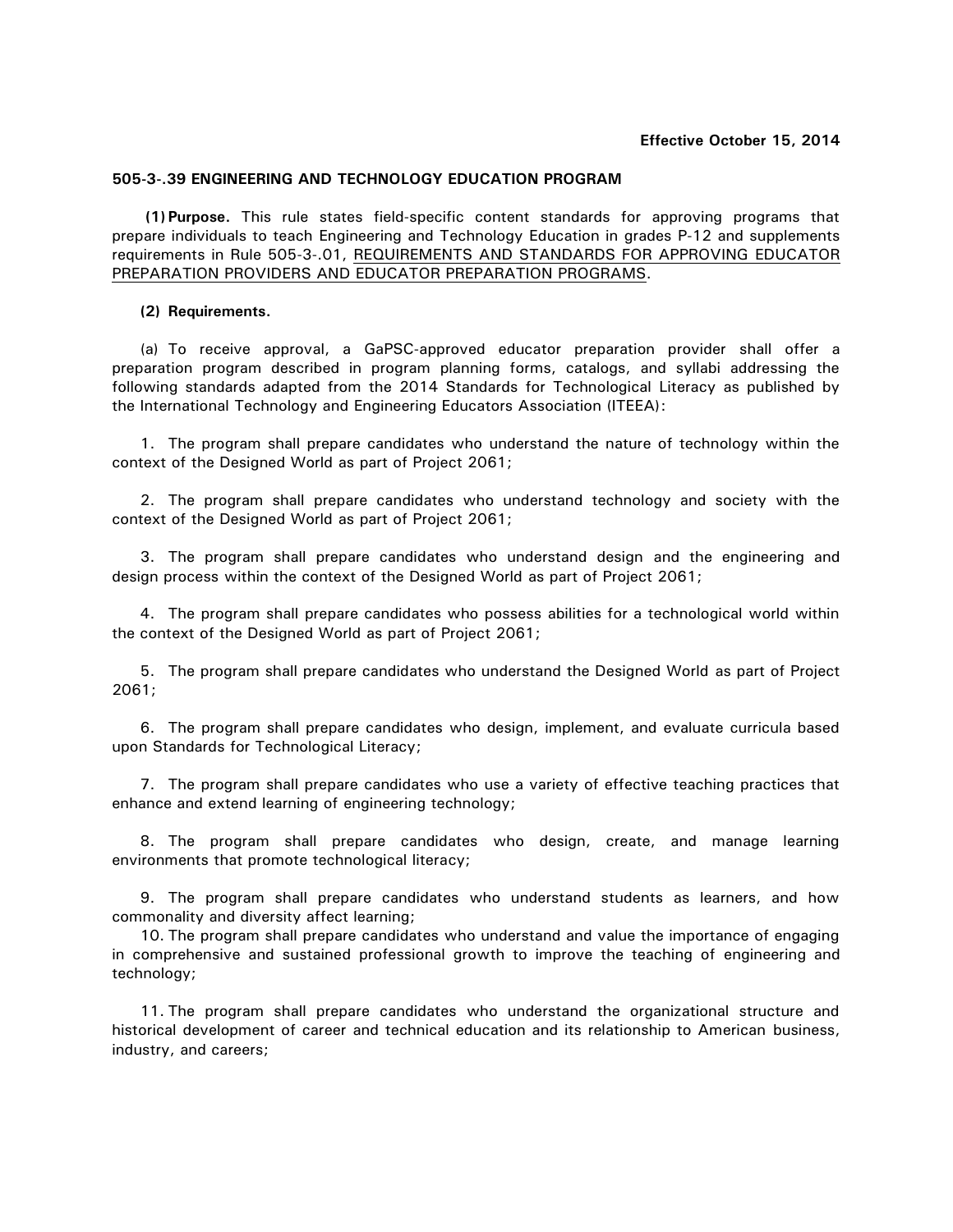**Effective October 15, 2014**

**505-3-.39 ENGINEERING AND TECHNOLOGY EDUCATION PROGRAM**

**(1) Purpose.** This rule states field-specific content standards for approving programs that prepare individuals to teach Engineering and Technology Education in grades P-12 and supplements requirements in Rule 505-3-.01, <u>REQUIREMENTS AND STANDARDS FOR APPROVING EDUCATOR PREPARATION PROVIDERS AND EDUCATOR PREPARATION PROGRAMS</u>.

**(2) Requirements.**

(a) To receive approval, a GaPSC-approved educator preparation provider shall offer a preparation program described in program planning forms, catalogs, and syllabi addressing the following standards adapted from the 2014 Standards for Technological Literacy as published by the International Technology and Engineering Educators Association (ITEEA):

1. The program shall prepare candidates who understand the nature of technology within the context of the Designed World as part of Project 2061;

2. The program shall prepare candidates who understand technology and society with the context of the Designed World as part of Project 2061;

3. The program shall prepare candidates who understand design and the engineering and design process within the context of the Designed World as part of Project 2061;

4. The program shall prepare candidates who possess abilities for a technological world within the context of the Designed World as part of Project 2061;

5. The program shall prepare candidates who understand the Designed World as part of Project 2061;

6. The program shall prepare candidates who design, implement, and evaluate curricula based upon Standards for Technological Literacy;

7. The program shall prepare candidates who use a variety of effective teaching practices that enhance and extend learning of engineering technology;

8. The program shall prepare candidates who design, create, and manage learning environments that promote technological literacy;

9. The program shall prepare candidates who understand students as learners, and how commonality and diversity affect learning;

10. The program shall prepare candidates who understand and value the importance of engaging in comprehensive and sustained professional growth to improve the teaching of engineering and technology;

11. The program shall prepare candidates who understand the organizational structure and historical development of career and technical education and its relationship to American business, industry, and careers;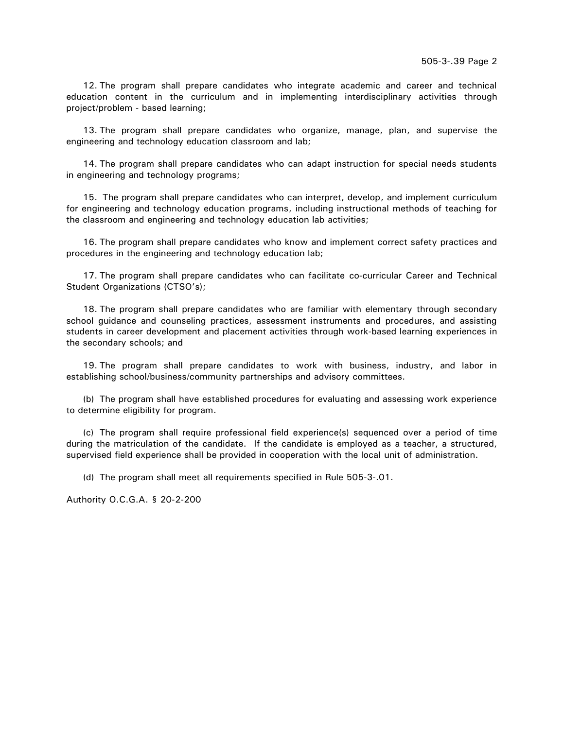12. The program shall prepare candidates who integrate academic and career and technical education content in the curriculum and in implementing interdisciplinary activities through project/problem - based learning;

13. The program shall prepare candidates who organize, manage, plan, and supervise the engineering and technology education classroom and lab;

14. The program shall prepare candidates who can adapt instruction for special needs students in engineering and technology programs;

15. The program shall prepare candidates who can interpret, develop, and implement curriculum for engineering and technology education programs, including instructional methods of teaching for the classroom and engineering and technology education lab activities;

16. The program shall prepare candidates who know and implement correct safety practices and procedures in the engineering and technology education lab;

17. The program shall prepare candidates who can facilitate co-curricular Career and Technical Student Organizations (CTSO's);

18. The program shall prepare candidates who are familiar with elementary through secondary school guidance and counseling practices, assessment instruments and procedures, and assisting students in career development and placement activities through work-based learning experiences in the secondary schools; and

19. The program shall prepare candidates to work with business, industry, and labor in establishing school/business/community partnerships and advisory committees.

(b) The program shall have established procedures for evaluating and assessing work experience to determine eligibility for program.

(c) The program shall require professional field experience(s) sequenced over a period of time during the matriculation of the candidate. If the candidate is employed as a teacher, a structured, supervised field experience shall be provided in cooperation with the local unit of administration.

(d) The program shall meet all requirements specified in Rule 505-3-.01.

Authority O.C.G.A. § 20-2-200